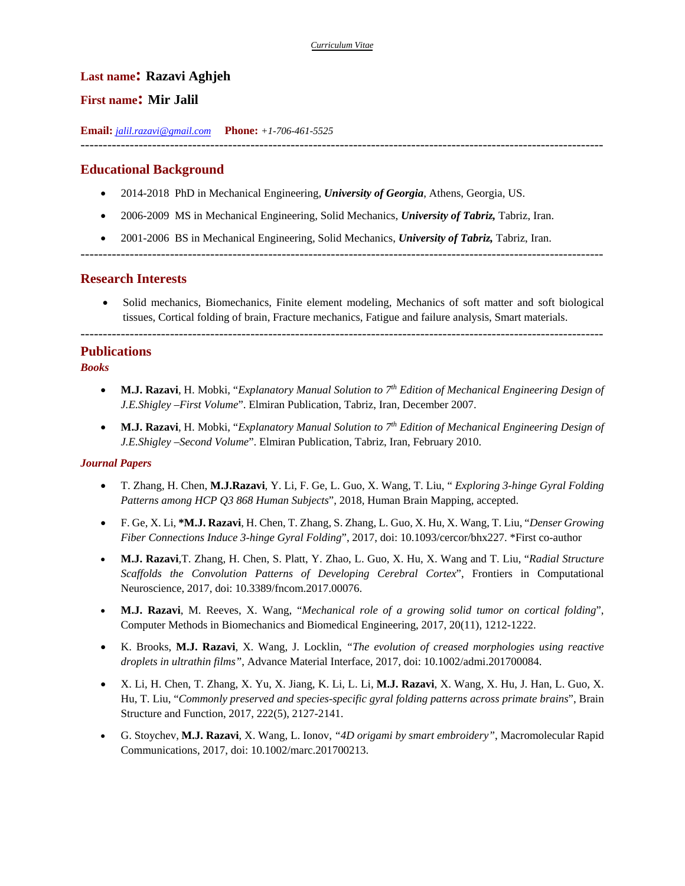*Curriculum Vitae*

**Last name: Razavi Aghjeh**

**First name: Mir Jalil**

**Email:** *jalil.razavi@gmail.com* **Phone:** *+1-706-461-5525*

---

## Educational Background

- 2014-2018 PhD in Mechanical Engineering, ***University of Georgia***, Athens, Georgia, US.
- 2006-2009 MS in Mechanical Engineering, Solid Mechanics, ***University of Tabriz,*** Tabriz, Iran.
- 2001-2006 BS in Mechanical Engineering, Solid Mechanics, ***University of Tabriz,*** Tabriz, Iran.

---

## Research Interests

- Solid mechanics, Biomechanics, Finite element modeling, Mechanics of soft matter and soft biological tissues, Cortical folding of brain, Fracture mechanics, Fatigue and failure analysis, Smart materials.

---

## Publications

### *Books*

- **M.J. Razavi**, H. Mobki, "*Explanatory Manual Solution to 7th Edition of Mechanical Engineering Design of J.E.Shigley –First Volume*". Elmiran Publication, Tabriz, Iran, December 2007.
- **M.J. Razavi**, H. Mobki, "*Explanatory Manual Solution to 7th Edition of Mechanical Engineering Design of J.E.Shigley –Second Volume*". Elmiran Publication, Tabriz, Iran, February 2010.

### *Journal Papers*

- T. Zhang, H. Chen, **M.J.Razavi**, Y. Li, F. Ge, L. Guo, X. Wang, T. Liu, " *Exploring 3-hinge Gyral Folding Patterns among HCP Q3 868 Human Subjects*", 2018, Human Brain Mapping, accepted.
- F. Ge, X. Li, ***M.J. Razavi**, H. Chen, T. Zhang, S. Zhang, L. Guo, X. Hu, X. Wang, T. Liu, "*Denser Growing Fiber Connections Induce 3-hinge Gyral Folding*", 2017, doi: 10.1093/cercor/bhx227. *First co-author
- **M.J. Razavi**,T. Zhang, H. Chen, S. Platt, Y. Zhao, L. Guo, X. Hu, X. Wang and T. Liu, "*Radial Structure Scaffolds the Convolution Patterns of Developing Cerebral Cortex*", Frontiers in Computational Neuroscience, 2017, doi: 10.3389/fncom.2017.00076.
- **M.J. Razavi**, M. Reeves, X. Wang, "*Mechanical role of a growing solid tumor on cortical folding*", Computer Methods in Biomechanics and Biomedical Engineering, 2017, 20(11), 1212-1222.
- K. Brooks, **M.J. Razavi**, X. Wang, J. Locklin, *"The evolution of creased morphologies using reactive droplets in ultrathin films"*, Advance Material Interface, 2017, doi: 10.1002/admi.201700084.
- X. Li, H. Chen, T. Zhang, X. Yu, X. Jiang, K. Li, L. Li, **M.J. Razavi**, X. Wang, X. Hu, J. Han, L. Guo, X. Hu, T. Liu, "*Commonly preserved and species-specific gyral folding patterns across primate brains*", Brain Structure and Function, 2017, 222(5), 2127-2141.
- G. Stoychev, **M.J. Razavi**, X. Wang, L. Ionov, *"4D origami by smart embroidery"*, Macromolecular Rapid Communications, 2017, doi: 10.1002/marc.201700213.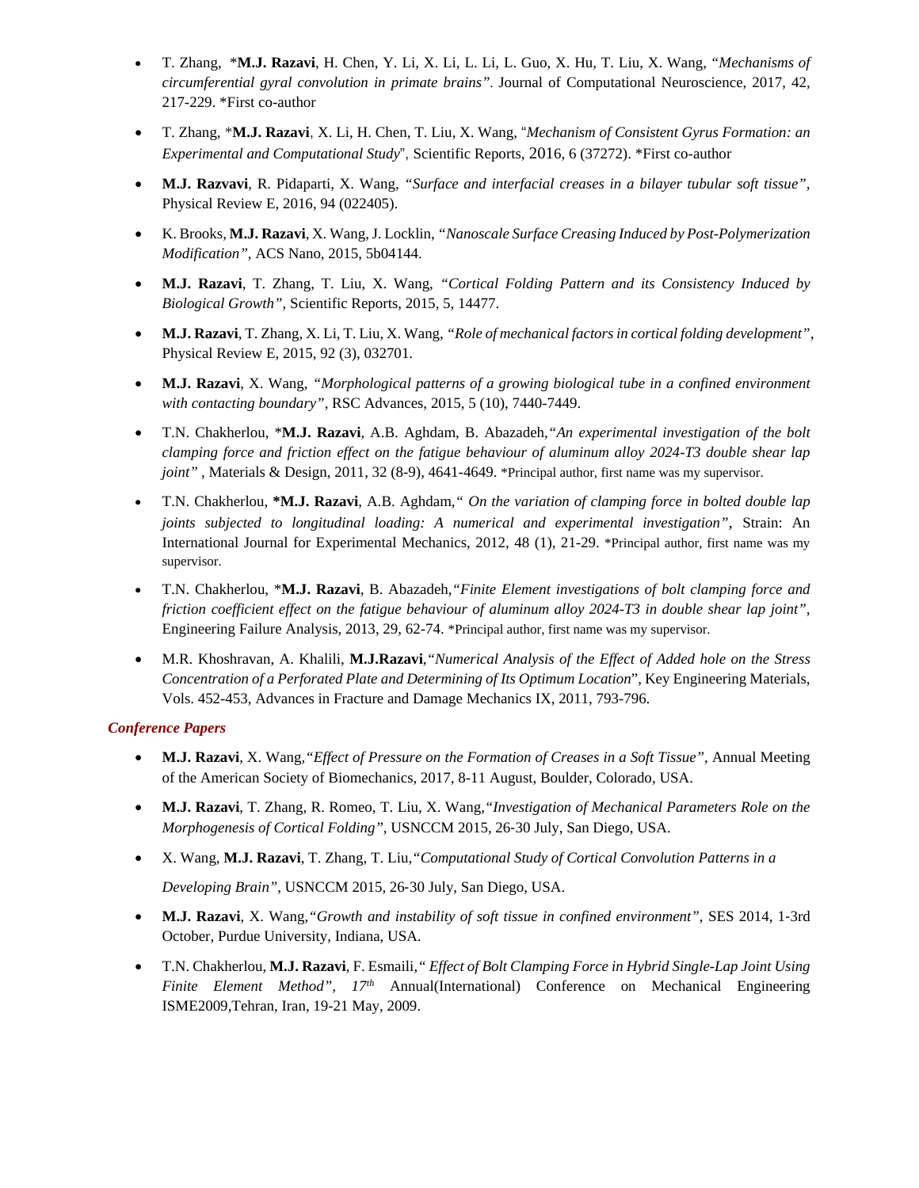- T. Zhang, *__M.J. Razavi__, H. Chen, Y. Li, X. Li, L. Li, L. Guo, X. Hu, T. Liu, X. Wang, *"Mechanisms of circumferential gyral convolution in primate brains"*. Journal of Computational Neuroscience, 2017, 42, 217-229. *First co-author

- T. Zhang, *__M.J. Razavi__, X. Li, H. Chen, T. Liu, X. Wang, "*Mechanism of Consistent Gyrus Formation: an Experimental and Computational Study*", Scientific Reports, 2016, 6 (37272). *First co-author

- **M.J. Razvavi**, R. Pidaparti, X. Wang, *"Surface and interfacial creases in a bilayer tubular soft tissue"*, Physical Review E, 2016, 94 (022405).

- K. Brooks, **M.J. Razavi**, X. Wang, J. Locklin, *"Nanoscale Surface Creasing Induced by Post-Polymerization Modification"*, ACS Nano, 2015, 5b04144.

- **M.J. Razavi**, T. Zhang, T. Liu, X. Wang, *"Cortical Folding Pattern and its Consistency Induced by Biological Growth"*, Scientific Reports, 2015, 5, 14477.

- **M.J. Razavi**, T. Zhang, X. Li, T. Liu, X. Wang, *"Role of mechanical factors in cortical folding development"*, Physical Review E, 2015, 92 (3), 032701.

- **M.J. Razavi**, X. Wang, *"Morphological patterns of a growing biological tube in a confined environment with contacting boundary"*, RSC Advances, 2015, 5 (10), 7440-7449.

- T.N. Chakherlou, *__M.J. Razavi__, A.B. Aghdam, B. Abazadeh,*"An experimental investigation of the bolt clamping force and friction effect on the fatigue behaviour of aluminum alloy 2024-T3 double shear lap joint"* , Materials & Design, 2011, 32 (8-9), 4641-4649. *Principal author, first name was my supervisor.

- T.N. Chakherlou, ***M.J. Razavi**, A.B. Aghdam,*" On the variation of clamping force in bolted double lap joints subjected to longitudinal loading: A numerical and experimental investigation"*, Strain: An International Journal for Experimental Mechanics, 2012, 48 (1), 21-29. *Principal author, first name was my supervisor.

- T.N. Chakherlou, *__M.J. Razavi__, B. Abazadeh,*"Finite Element investigations of bolt clamping force and friction coefficient effect on the fatigue behaviour of aluminum alloy 2024-T3 in double shear lap joint"*, Engineering Failure Analysis, 2013, 29, 62-74. *Principal author, first name was my supervisor.

- M.R. Khoshravan, A. Khalili, **M.J.Razavi**,*"Numerical Analysis of the Effect of Added hole on the Stress Concentration of a Perforated Plate and Determining of Its Optimum Location*", Key Engineering Materials, Vols. 452-453, Advances in Fracture and Damage Mechanics IX, 2011, 793-796.

### *Conference Papers*

- **M.J. Razavi**, X. Wang,*"Effect of Pressure on the Formation of Creases in a Soft Tissue"*, Annual Meeting of the American Society of Biomechanics, 2017, 8-11 August, Boulder, Colorado, USA.

- **M.J. Razavi**, T. Zhang, R. Romeo, T. Liu, X. Wang,*"Investigation of Mechanical Parameters Role on the Morphogenesis of Cortical Folding"*, USNCCM 2015, 26-30 July, San Diego, USA.

- X. Wang, **M.J. Razavi**, T. Zhang, T. Liu,*"Computational Study of Cortical Convolution Patterns in a Developing Brain"*, USNCCM 2015, 26-30 July, San Diego, USA.

- **M.J. Razavi**, X. Wang,*"Growth and instability of soft tissue in confined environment"*, SES 2014, 1-3rd October, Purdue University, Indiana, USA.

- T.N. Chakherlou, **M.J. Razavi**, F. Esmaili,*" Effect of Bolt Clamping Force in Hybrid Single-Lap Joint Using Finite Element Method", 17th* Annual(International) Conference on Mechanical Engineering ISME2009,Tehran, Iran, 19-21 May, 2009.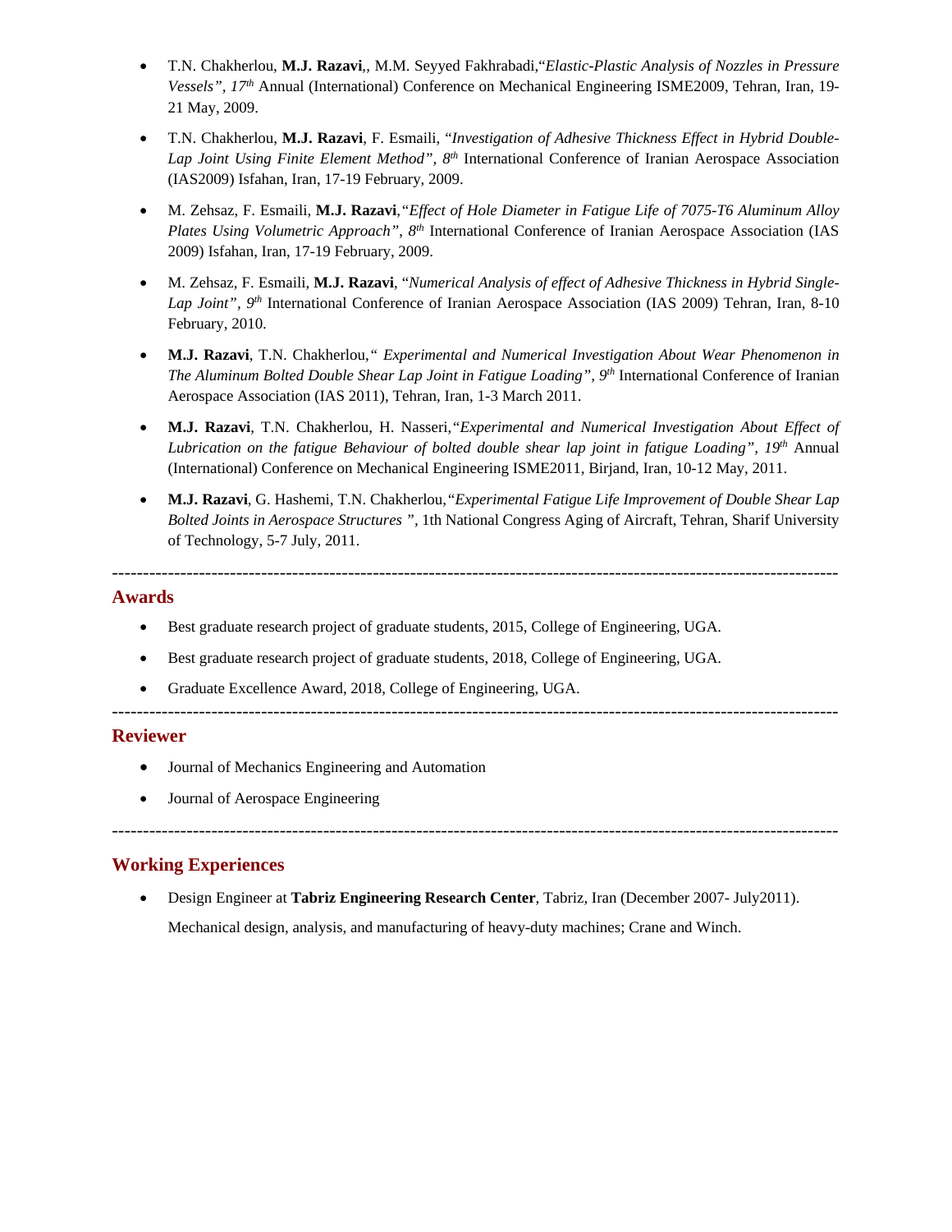- T.N. Chakherlou, **M.J. Razavi**,, M.M. Seyyed Fakhrabadi,*"Elastic-Plastic Analysis of Nozzles in Pressure Vessels", 17th* Annual (International) Conference on Mechanical Engineering ISME2009, Tehran, Iran, 19-21 May, 2009.

- T.N. Chakherlou, **M.J. Razavi**, F. Esmaili, *"Investigation of Adhesive Thickness Effect in Hybrid Double-Lap Joint Using Finite Element Method", 8th* International Conference of Iranian Aerospace Association (IAS2009) Isfahan, Iran, 17-19 February, 2009.

- M. Zehsaz, F. Esmaili, **M.J. Razavi**,*"Effect of Hole Diameter in Fatigue Life of 7075-T6 Aluminum Alloy Plates Using Volumetric Approach", 8th* International Conference of Iranian Aerospace Association (IAS 2009) Isfahan, Iran, 17-19 February, 2009.

- M. Zehsaz, F. Esmaili, **M.J. Razavi**, "*Numerical Analysis of effect of Adhesive Thickness in Hybrid Single-Lap Joint", 9th* International Conference of Iranian Aerospace Association (IAS 2009) Tehran, Iran, 8-10 February, 2010.

- **M.J. Razavi**, T.N. Chakherlou,*" Experimental and Numerical Investigation About Wear Phenomenon in The Aluminum Bolted Double Shear Lap Joint in Fatigue Loading", 9th* International Conference of Iranian Aerospace Association (IAS 2011), Tehran, Iran, 1-3 March 2011.

- **M.J. Razavi**, T.N. Chakherlou, H. Nasseri,*"Experimental and Numerical Investigation About Effect of Lubrication on the fatigue Behaviour of bolted double shear lap joint in fatigue Loading", 19th* Annual (International) Conference on Mechanical Engineering ISME2011, Birjand, Iran, 10-12 May, 2011.

- **M.J. Razavi**, G. Hashemi, T.N. Chakherlou,*"Experimental Fatigue Life Improvement of Double Shear Lap Bolted Joints in Aerospace Structures ",* 1th National Congress Aging of Aircraft, Tehran, Sharif University of Technology, 5-7 July, 2011.

---

## Awards

- Best graduate research project of graduate students, 2015, College of Engineering, UGA.
- Best graduate research project of graduate students, 2018, College of Engineering, UGA.
- Graduate Excellence Award, 2018, College of Engineering, UGA.

---

## Reviewer

- Journal of Mechanics Engineering and Automation
- Journal of Aerospace Engineering

---

## Working Experiences

- Design Engineer at **Tabriz Engineering Research Center**, Tabriz, Iran (December 2007- July2011).

  Mechanical design, analysis, and manufacturing of heavy-duty machines; Crane and Winch.